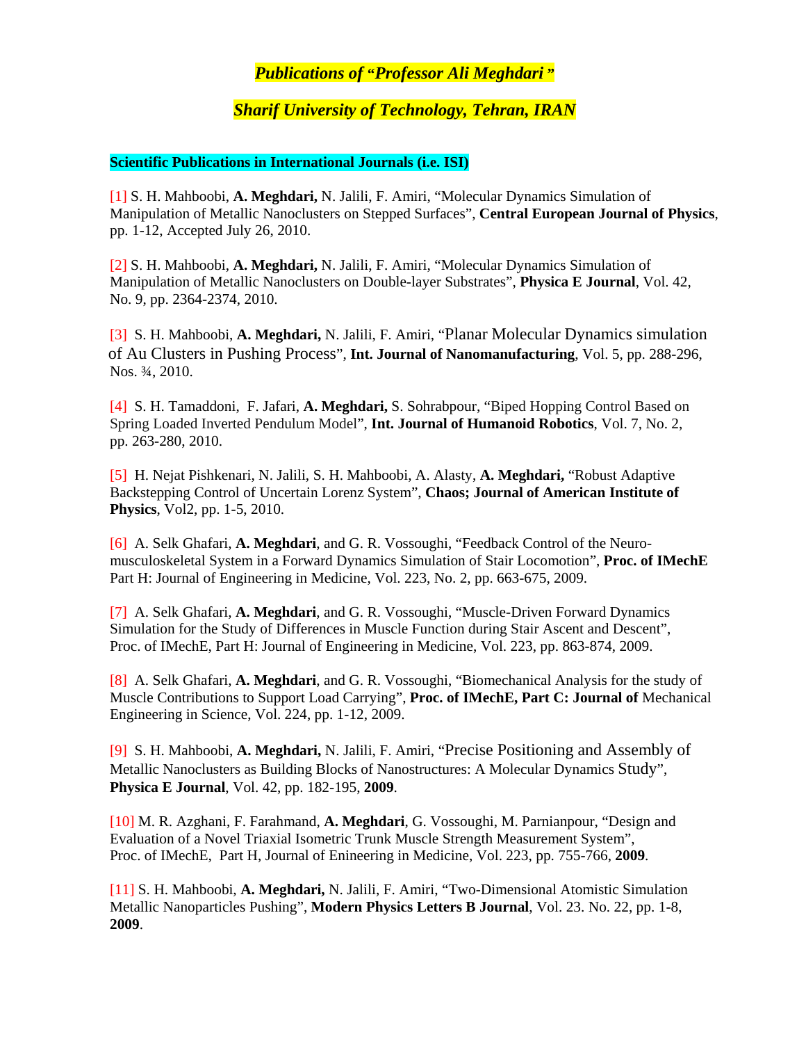# *Publications of "Professor Ali Meghdari"*

## *Sharif University of Technology, Tehran, IRAN*

### Scientific Publications in International Journals (i.e. ISI)

[1] S. H. Mahboobi, **A. Meghdari,** N. Jalili, F. Amiri, "Molecular Dynamics Simulation of Manipulation of Metallic Nanoclusters on Stepped Surfaces", **Central European Journal of Physics**, pp. 1-12, Accepted July 26, 2010.

[2] S. H. Mahboobi, **A. Meghdari,** N. Jalili, F. Amiri, "Molecular Dynamics Simulation of Manipulation of Metallic Nanoclusters on Double-layer Substrates", **Physica E Journal**, Vol. 42, No. 9, pp. 2364-2374, 2010.

[3] S. H. Mahboobi, **A. Meghdari,** N. Jalili, F. Amiri, "Planar Molecular Dynamics simulation of Au Clusters in Pushing Process", **Int. Journal of Nanomanufacturing**, Vol. 5, pp. 288-296, Nos. ¾, 2010.

[4] S. H. Tamaddoni, F. Jafari, **A. Meghdari,** S. Sohrabpour, "Biped Hopping Control Based on Spring Loaded Inverted Pendulum Model", **Int. Journal of Humanoid Robotics**, Vol. 7, No. 2, pp. 263-280, 2010.

[5] H. Nejat Pishkenari, N. Jalili, S. H. Mahboobi, A. Alasty, **A. Meghdari,** "Robust Adaptive Backstepping Control of Uncertain Lorenz System", **Chaos; Journal of American Institute of Physics**, Vol2, pp. 1-5, 2010.

[6] A. Selk Ghafari, **A. Meghdari**, and G. R. Vossoughi, "Feedback Control of the Neuro-musculoskeletal System in a Forward Dynamics Simulation of Stair Locomotion", **Proc. of IMechE** Part H: Journal of Engineering in Medicine, Vol. 223, No. 2, pp. 663-675, 2009.

[7] A. Selk Ghafari, **A. Meghdari**, and G. R. Vossoughi, "Muscle-Driven Forward Dynamics Simulation for the Study of Differences in Muscle Function during Stair Ascent and Descent", Proc. of IMechE, Part H: Journal of Engineering in Medicine, Vol. 223, pp. 863-874, 2009.

[8] A. Selk Ghafari, **A. Meghdari**, and G. R. Vossoughi, "Biomechanical Analysis for the study of Muscle Contributions to Support Load Carrying", **Proc. of IMechE, Part C: Journal of** Mechanical Engineering in Science, Vol. 224, pp. 1-12, 2009.

[9] S. H. Mahboobi, **A. Meghdari,** N. Jalili, F. Amiri, "Precise Positioning and Assembly of Metallic Nanoclusters as Building Blocks of Nanostructures: A Molecular Dynamics Study", **Physica E Journal**, Vol. 42, pp. 182-195, **2009**.

[10] M. R. Azghani, F. Farahmand, **A. Meghdari**, G. Vossoughi, M. Parnianpour, "Design and Evaluation of a Novel Triaxial Isometric Trunk Muscle Strength Measurement System", Proc. of IMechE, Part H, Journal of Enineering in Medicine, Vol. 223, pp. 755-766, **2009**.

[11] S. H. Mahboobi, **A. Meghdari,** N. Jalili, F. Amiri, "Two-Dimensional Atomistic Simulation Metallic Nanoparticles Pushing", **Modern Physics Letters B Journal**, Vol. 23. No. 22, pp. 1-8, **2009**.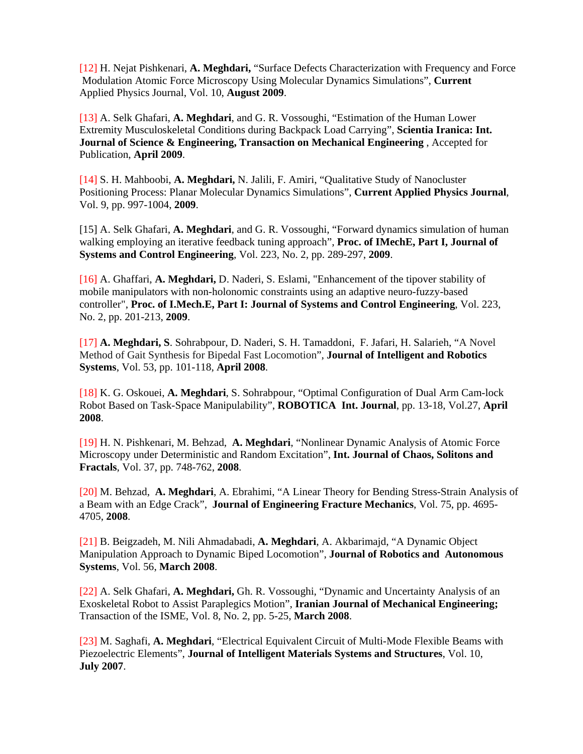[12] H. Nejat Pishkenari, **A. Meghdari,** “Surface Defects Characterization with Frequency and Force Modulation Atomic Force Microscopy Using Molecular Dynamics Simulations”, **Current** Applied Physics Journal, Vol. 10, **August 2009**.

[13] A. Selk Ghafari, **A. Meghdari**, and G. R. Vossoughi, “Estimation of the Human Lower Extremity Musculoskeletal Conditions during Backpack Load Carrying”, **Scientia Iranica: Int. Journal of Science & Engineering, Transaction on Mechanical Engineering** , Accepted for Publication, **April 2009**.

[14] S. H. Mahboobi, **A. Meghdari,** N. Jalili, F. Amiri, “Qualitative Study of Nanocluster Positioning Process: Planar Molecular Dynamics Simulations”, **Current Applied Physics Journal**, Vol. 9, pp. 997-1004, **2009**.

[15] A. Selk Ghafari, **A. Meghdari**, and G. R. Vossoughi, “Forward dynamics simulation of human walking employing an iterative feedback tuning approach”, **Proc. of IMechE, Part I, Journal of Systems and Control Engineering**, Vol. 223, No. 2, pp. 289-297, **2009**.

[16] A. Ghaffari, **A. Meghdari,** D. Naderi, S. Eslami, "Enhancement of the tipover stability of mobile manipulators with non-holonomic constraints using an adaptive neuro-fuzzy-based controller", **Proc. of I.Mech.E, Part I: Journal of Systems and Control Engineering**, Vol. 223, No. 2, pp. 201-213, **2009**.

[17] **A. Meghdari, S**. Sohrabpour, D. Naderi, S. H. Tamaddoni, F. Jafari, H. Salarieh, “A Novel Method of Gait Synthesis for Bipedal Fast Locomotion”, **Journal of Intelligent and Robotics Systems**, Vol. 53, pp. 101-118, **April 2008**.

[18] K. G. Oskouei, **A. Meghdari**, S. Sohrabpour, “Optimal Configuration of Dual Arm Cam-lock Robot Based on Task-Space Manipulability”, **ROBOTICA Int. Journal**, pp. 13-18, Vol.27, **April 2008**.

[19] H. N. Pishkenari, M. Behzad, **A. Meghdari**, “Nonlinear Dynamic Analysis of Atomic Force Microscopy under Deterministic and Random Excitation”, **Int. Journal of Chaos, Solitons and Fractals**, Vol. 37, pp. 748-762, **2008**.

[20] M. Behzad, **A. Meghdari**, A. Ebrahimi, “A Linear Theory for Bending Stress-Strain Analysis of a Beam with an Edge Crack”, **Journal of Engineering Fracture Mechanics**, Vol. 75, pp. 4695-4705, **2008**.

[21] B. Beigzadeh, M. Nili Ahmadabadi, **A. Meghdari**, A. Akbarimajd, “A Dynamic Object Manipulation Approach to Dynamic Biped Locomotion”, **Journal of Robotics and Autonomous Systems**, Vol. 56, **March 2008**.

[22] A. Selk Ghafari, **A. Meghdari,** Gh. R. Vossoughi, “Dynamic and Uncertainty Analysis of an Exoskeletal Robot to Assist Paraplegics Motion”, **Iranian Journal of Mechanical Engineering;** Transaction of the ISME, Vol. 8, No. 2, pp. 5-25, **March 2008**.

[23] M. Saghafi, **A. Meghdari**, “Electrical Equivalent Circuit of Multi-Mode Flexible Beams with Piezoelectric Elements”, **Journal of Intelligent Materials Systems and Structures**, Vol. 10, **July 2007**.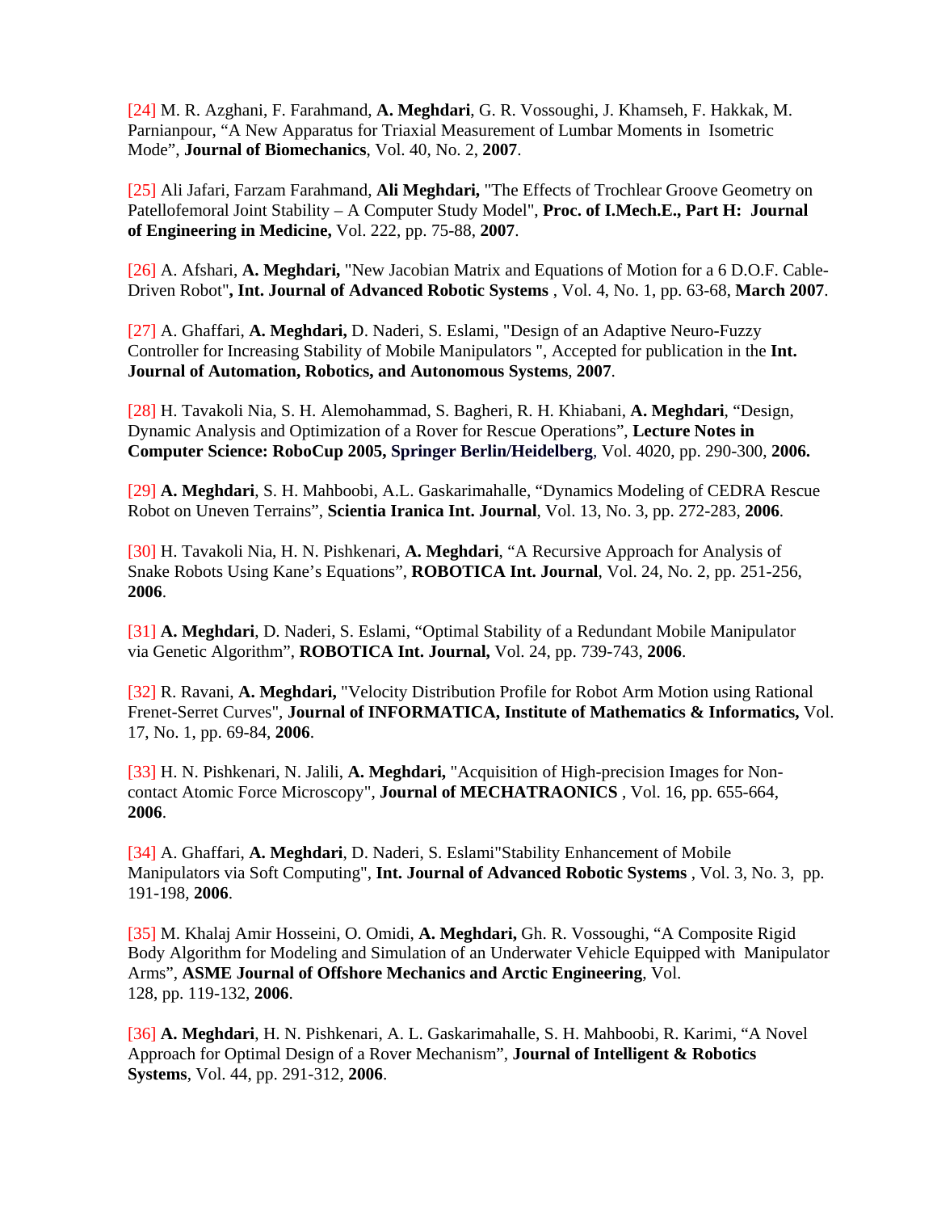[24] M. R. Azghani, F. Farahmand, **A. Meghdari**, G. R. Vossoughi, J. Khamseh, F. Hakkak, M. Parnianpour, “A New Apparatus for Triaxial Measurement of Lumbar Moments in Isometric Mode”, **Journal of Biomechanics**, Vol. 40, No. 2, **2007**.

[25] Ali Jafari, Farzam Farahmand, **Ali Meghdari,** "The Effects of Trochlear Groove Geometry on Patellofemoral Joint Stability – A Computer Study Model", **Proc. of I.Mech.E., Part H: Journal of Engineering in Medicine,** Vol. 222, pp. 75-88, **2007**.

[26] A. Afshari, **A. Meghdari,** "New Jacobian Matrix and Equations of Motion for a 6 D.O.F. Cable-Driven Robot"**, Int. Journal of Advanced Robotic Systems** , Vol. 4, No. 1, pp. 63-68, **March 2007**.

[27] A. Ghaffari, **A. Meghdari,** D. Naderi, S. Eslami, "Design of an Adaptive Neuro-Fuzzy Controller for Increasing Stability of Mobile Manipulators ", Accepted for publication in the **Int. Journal of Automation, Robotics, and Autonomous Systems**, **2007**.

[28] H. Tavakoli Nia, S. H. Alemohammad, S. Bagheri, R. H. Khiabani, **A. Meghdari**, “Design, Dynamic Analysis and Optimization of a Rover for Rescue Operations”, **Lecture Notes in Computer Science: RoboCup 2005, Springer Berlin/Heidelberg**, Vol. 4020, pp. 290-300, **2006.**

[29] **A. Meghdari**, S. H. Mahboobi, A.L. Gaskarimahalle, “Dynamics Modeling of CEDRA Rescue Robot on Uneven Terrains”, **Scientia Iranica Int. Journal**, Vol. 13, No. 3, pp. 272-283, **2006**.

[30] H. Tavakoli Nia, H. N. Pishkenari, **A. Meghdari**, “A Recursive Approach for Analysis of Snake Robots Using Kane’s Equations”, **ROBOTICA Int. Journal**, Vol. 24, No. 2, pp. 251-256, **2006**.

[31] **A. Meghdari**, D. Naderi, S. Eslami, “Optimal Stability of a Redundant Mobile Manipulator via Genetic Algorithm”, **ROBOTICA Int. Journal,** Vol. 24, pp. 739-743, **2006**.

[32] R. Ravani, **A. Meghdari,** "Velocity Distribution Profile for Robot Arm Motion using Rational Frenet-Serret Curves", **Journal of INFORMATICA, Institute of Mathematics & Informatics,** Vol. 17, No. 1, pp. 69-84, **2006**.

[33] H. N. Pishkenari, N. Jalili, **A. Meghdari,** "Acquisition of High-precision Images for Non-contact Atomic Force Microscopy", **Journal of MECHATRAONICS** , Vol. 16, pp. 655-664, **2006**.

[34] A. Ghaffari, **A. Meghdari**, D. Naderi, S. Eslami"Stability Enhancement of Mobile Manipulators via Soft Computing", **Int. Journal of Advanced Robotic Systems** , Vol. 3, No. 3, pp. 191-198, **2006**.

[35] M. Khalaj Amir Hosseini, O. Omidi, **A. Meghdari,** Gh. R. Vossoughi, “A Composite Rigid Body Algorithm for Modeling and Simulation of an Underwater Vehicle Equipped with Manipulator Arms”, **ASME Journal of Offshore Mechanics and Arctic Engineering**, Vol. 128, pp. 119-132, **2006**.

[36] **A. Meghdari**, H. N. Pishkenari, A. L. Gaskarimahalle, S. H. Mahboobi, R. Karimi, “A Novel Approach for Optimal Design of a Rover Mechanism”, **Journal of Intelligent & Robotics Systems**, Vol. 44, pp. 291-312, **2006**.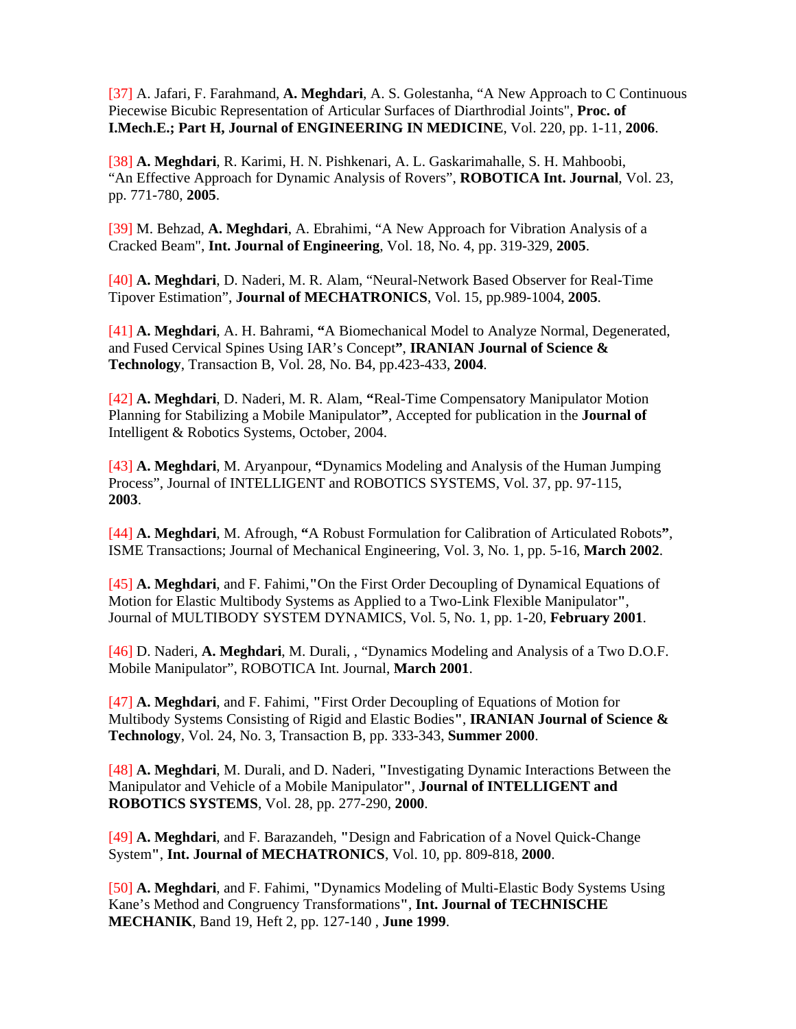[37] A. Jafari, F. Farahmand, **A. Meghdari**, A. S. Golestanha, “A New Approach to C Continuous Piecewise Bicubic Representation of Articular Surfaces of Diarthrodial Joints", **Proc. of I.Mech.E.; Part H, Journal of ENGINEERING IN MEDICINE**, Vol. 220, pp. 1-11, **2006**.

[38] **A. Meghdari**, R. Karimi, H. N. Pishkenari, A. L. Gaskarimahalle, S. H. Mahboobi, “An Effective Approach for Dynamic Analysis of Rovers”, **ROBOTICA Int. Journal**, Vol. 23, pp. 771-780, **2005**.

[39] M. Behzad, **A. Meghdari**, A. Ebrahimi, “A New Approach for Vibration Analysis of a Cracked Beam", **Int. Journal of Engineering**, Vol. 18, No. 4, pp. 319-329, **2005**.

[40] **A. Meghdari**, D. Naderi, M. R. Alam, “Neural-Network Based Observer for Real-Time Tipover Estimation”, **Journal of MECHATRONICS**, Vol. 15, pp.989-1004, **2005**.

[41] **A. Meghdari**, A. H. Bahrami, **“**A Biomechanical Model to Analyze Normal, Degenerated, and Fused Cervical Spines Using IAR’s Concept**”**, **IRANIAN Journal of Science & Technology**, Transaction B, Vol. 28, No. B4, pp.423-433, **2004**.

[42] **A. Meghdari**, D. Naderi, M. R. Alam, **“**Real-Time Compensatory Manipulator Motion Planning for Stabilizing a Mobile Manipulator**”**, Accepted for publication in the **Journal of** Intelligent & Robotics Systems, October, 2004.

[43] **A. Meghdari**, M. Aryanpour, **“**Dynamics Modeling and Analysis of the Human Jumping Process”, Journal of INTELLIGENT and ROBOTICS SYSTEMS, Vol. 37, pp. 97-115, **2003**.

[44] **A. Meghdari**, M. Afrough, **“**A Robust Formulation for Calibration of Articulated Robots**”**, ISME Transactions; Journal of Mechanical Engineering, Vol. 3, No. 1, pp. 5-16, **March 2002**.

[45] **A. Meghdari**, and F. Fahimi,**"**On the First Order Decoupling of Dynamical Equations of Motion for Elastic Multibody Systems as Applied to a Two-Link Flexible Manipulator**"**, Journal of MULTIBODY SYSTEM DYNAMICS, Vol. 5, No. 1, pp. 1-20, **February 2001**.

[46] D. Naderi, **A. Meghdari**, M. Durali, , “Dynamics Modeling and Analysis of a Two D.O.F. Mobile Manipulator”, ROBOTICA Int. Journal, **March 2001**.

[47] **A. Meghdari**, and F. Fahimi, **"**First Order Decoupling of Equations of Motion for Multibody Systems Consisting of Rigid and Elastic Bodies**"**, **IRANIAN Journal of Science & Technology**, Vol. 24, No. 3, Transaction B, pp. 333-343, **Summer 2000**.

[48] **A. Meghdari**, M. Durali, and D. Naderi, **"**Investigating Dynamic Interactions Between the Manipulator and Vehicle of a Mobile Manipulator**"**, **Journal of INTELLIGENT and ROBOTICS SYSTEMS**, Vol. 28, pp. 277-290, **2000**.

[49] **A. Meghdari**, and F. Barazandeh, **"**Design and Fabrication of a Novel Quick-Change System**"**, **Int. Journal of MECHATRONICS**, Vol. 10, pp. 809-818, **2000**.

[50] **A. Meghdari**, and F. Fahimi, **"**Dynamics Modeling of Multi-Elastic Body Systems Using Kane’s Method and Congruency Transformations**"**, **Int. Journal of TECHNISCHE MECHANIK**, Band 19, Heft 2, pp. 127-140 , **June 1999**.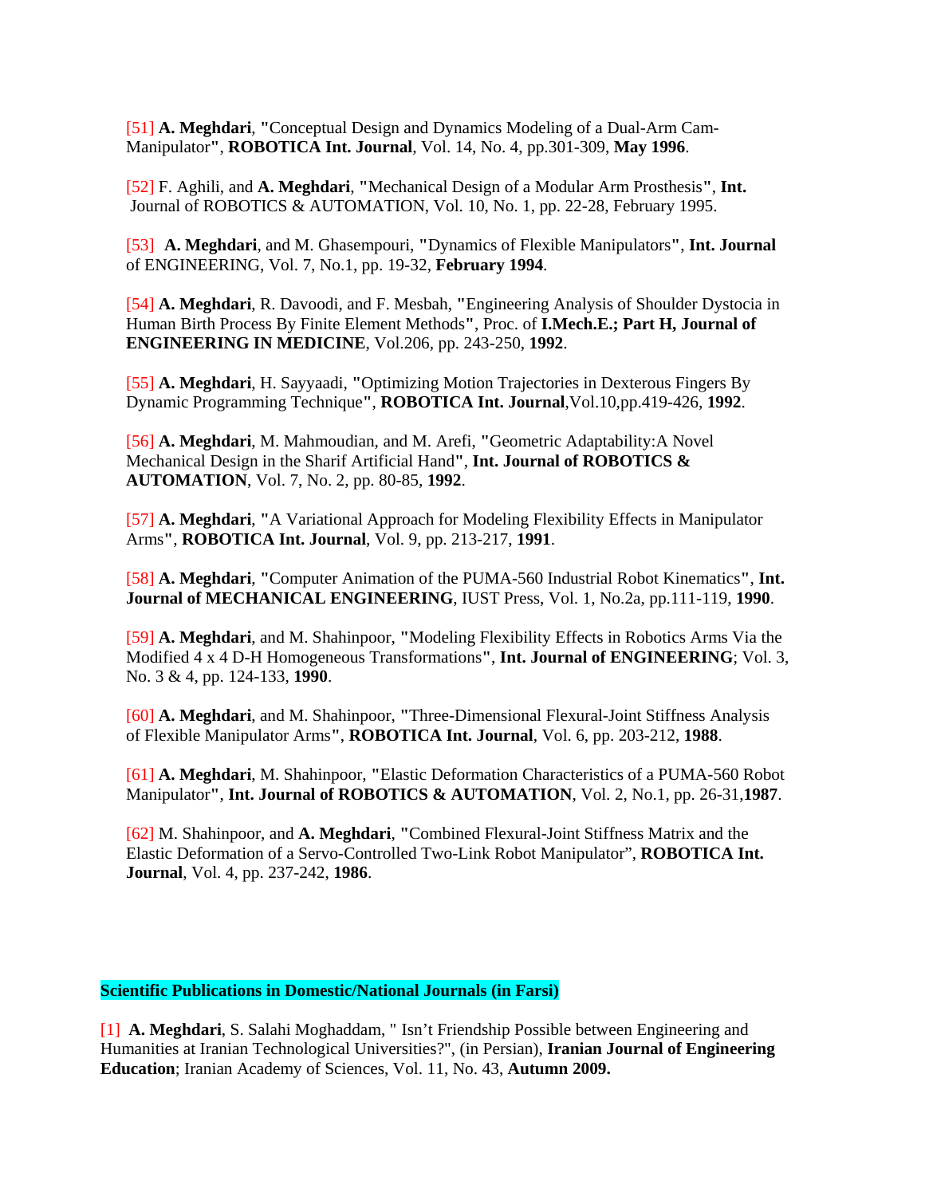[51] **A. Meghdari**, **"**Conceptual Design and Dynamics Modeling of a Dual-Arm Cam-Manipulator**"**, **ROBOTICA Int. Journal**, Vol. 14, No. 4, pp.301-309, **May 1996**.

[52] F. Aghili, and **A. Meghdari**, **"**Mechanical Design of a Modular Arm Prosthesis**"**, **Int.** Journal of ROBOTICS & AUTOMATION, Vol. 10, No. 1, pp. 22-28, February 1995.

[53] **A. Meghdari**, and M. Ghasempouri, **"**Dynamics of Flexible Manipulators**"**, **Int. Journal** of ENGINEERING, Vol. 7, No.1, pp. 19-32, **February 1994**.

[54] **A. Meghdari**, R. Davoodi, and F. Mesbah, **"**Engineering Analysis of Shoulder Dystocia in Human Birth Process By Finite Element Methods**"**, Proc. of **I.Mech.E.; Part H, Journal of ENGINEERING IN MEDICINE**, Vol.206, pp. 243-250, **1992**.

[55] **A. Meghdari**, H. Sayyaadi, **"**Optimizing Motion Trajectories in Dexterous Fingers By Dynamic Programming Technique**"**, **ROBOTICA Int. Journal**,Vol.10,pp.419-426, **1992**.

[56] **A. Meghdari**, M. Mahmoudian, and M. Arefi, **"**Geometric Adaptability:A Novel Mechanical Design in the Sharif Artificial Hand**"**, **Int. Journal of ROBOTICS & AUTOMATION**, Vol. 7, No. 2, pp. 80-85, **1992**.

[57] **A. Meghdari**, **"**A Variational Approach for Modeling Flexibility Effects in Manipulator Arms**"**, **ROBOTICA Int. Journal**, Vol. 9, pp. 213-217, **1991**.

[58] **A. Meghdari**, **"**Computer Animation of the PUMA-560 Industrial Robot Kinematics**"**, **Int. Journal of MECHANICAL ENGINEERING**, IUST Press, Vol. 1, No.2a, pp.111-119, **1990**.

[59] **A. Meghdari**, and M. Shahinpoor, **"**Modeling Flexibility Effects in Robotics Arms Via the Modified 4 x 4 D-H Homogeneous Transformations**"**, **Int. Journal of ENGINEERING**; Vol. 3, No. 3 & 4, pp. 124-133, **1990**.

[60] **A. Meghdari**, and M. Shahinpoor, **"**Three-Dimensional Flexural-Joint Stiffness Analysis of Flexible Manipulator Arms**"**, **ROBOTICA Int. Journal**, Vol. 6, pp. 203-212, **1988**.

[61] **A. Meghdari**, M. Shahinpoor, **"**Elastic Deformation Characteristics of a PUMA-560 Robot Manipulator**"**, **Int. Journal of ROBOTICS & AUTOMATION**, Vol. 2, No.1, pp. 26-31,**1987**.

[62] M. Shahinpoor, and **A. Meghdari**, **"**Combined Flexural-Joint Stiffness Matrix and the Elastic Deformation of a Servo-Controlled Two-Link Robot Manipulator", **ROBOTICA Int. Journal**, Vol. 4, pp. 237-242, **1986**.

**Scientific Publications in Domestic/National Journals (in Farsi)**

[1] **A. Meghdari**, S. Salahi Moghaddam, " Isn't Friendship Possible between Engineering and Humanities at Iranian Technological Universities?", (in Persian), **Iranian Journal of Engineering Education**; Iranian Academy of Sciences, Vol. 11, No. 43, **Autumn 2009.**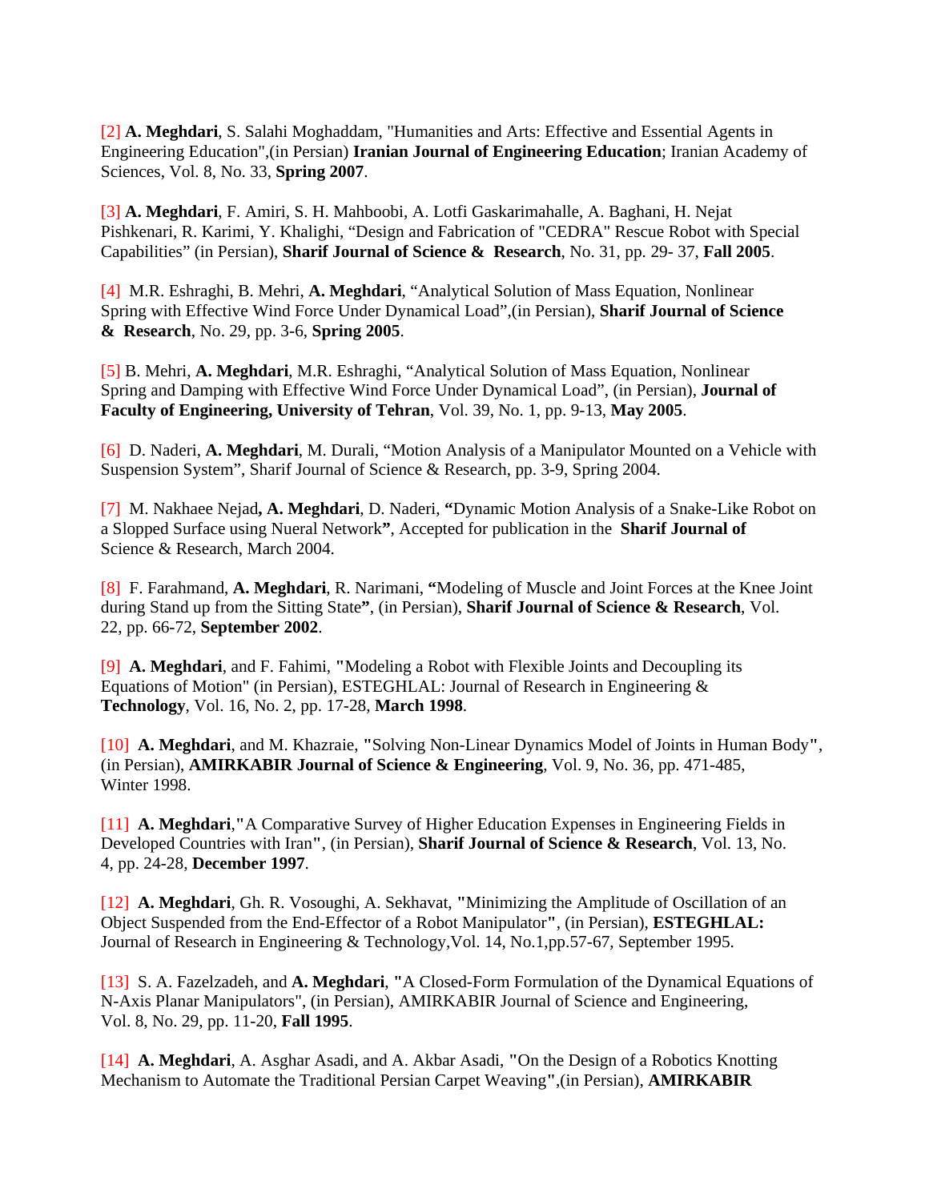[2] **A. Meghdari**, S. Salahi Moghaddam, "Humanities and Arts: Effective and Essential Agents in Engineering Education",(in Persian) **Iranian Journal of Engineering Education**; Iranian Academy of Sciences, Vol. 8, No. 33, **Spring 2007**.

[3] **A. Meghdari**, F. Amiri, S. H. Mahboobi, A. Lotfi Gaskarimahalle, A. Baghani, H. Nejat Pishkenari, R. Karimi, Y. Khalighi, “Design and Fabrication of "CEDRA" Rescue Robot with Special Capabilities” (in Persian), **Sharif Journal of Science & Research**, No. 31, pp. 29- 37, **Fall 2005**.

[4] M.R. Eshraghi, B. Mehri, **A. Meghdari**, “Analytical Solution of Mass Equation, Nonlinear Spring with Effective Wind Force Under Dynamical Load”,(in Persian), **Sharif Journal of Science & Research**, No. 29, pp. 3-6, **Spring 2005**.

[5] B. Mehri, **A. Meghdari**, M.R. Eshraghi, “Analytical Solution of Mass Equation, Nonlinear Spring and Damping with Effective Wind Force Under Dynamical Load”, (in Persian), **Journal of Faculty of Engineering, University of Tehran**, Vol. 39, No. 1, pp. 9-13, **May 2005**.

[6] D. Naderi, **A. Meghdari**, M. Durali, “Motion Analysis of a Manipulator Mounted on a Vehicle with Suspension System”, Sharif Journal of Science & Research, pp. 3-9, Spring 2004.

[7] M. Nakhaee Nejad**, A. Meghdari**, D. Naderi, **“**Dynamic Motion Analysis of a Snake-Like Robot on a Slopped Surface using Nueral Network**”**, Accepted for publication in the **Sharif Journal of** Science & Research, March 2004.

[8] F. Farahmand, **A. Meghdari**, R. Narimani, **“**Modeling of Muscle and Joint Forces at the Knee Joint during Stand up from the Sitting State**”**, (in Persian), **Sharif Journal of Science & Research**, Vol. 22, pp. 66-72, **September 2002**.

[9] **A. Meghdari**, and F. Fahimi, **"**Modeling a Robot with Flexible Joints and Decoupling its Equations of Motion" (in Persian), ESTEGHLAL: Journal of Research in Engineering & **Technology**, Vol. 16, No. 2, pp. 17-28, **March 1998**.

[10] **A. Meghdari**, and M. Khazraie, **"**Solving Non-Linear Dynamics Model of Joints in Human Body**"**, (in Persian), **AMIRKABIR Journal of Science & Engineering**, Vol. 9, No. 36, pp. 471-485, Winter 1998.

[11] **A. Meghdari**,**"**A Comparative Survey of Higher Education Expenses in Engineering Fields in Developed Countries with Iran**"**, (in Persian), **Sharif Journal of Science & Research**, Vol. 13, No. 4, pp. 24-28, **December 1997**.

[12] **A. Meghdari**, Gh. R. Vosoughi, A. Sekhavat, **"**Minimizing the Amplitude of Oscillation of an Object Suspended from the End-Effector of a Robot Manipulator**"**, (in Persian), **ESTEGHLAL:** Journal of Research in Engineering & Technology,Vol. 14, No.1,pp.57-67, September 1995.

[13] S. A. Fazelzadeh, and **A. Meghdari**, **"**A Closed-Form Formulation of the Dynamical Equations of N-Axis Planar Manipulators", (in Persian), AMIRKABIR Journal of Science and Engineering, Vol. 8, No. 29, pp. 11-20, **Fall 1995**.

[14] **A. Meghdari**, A. Asghar Asadi, and A. Akbar Asadi, **"**On the Design of a Robotics Knotting Mechanism to Automate the Traditional Persian Carpet Weaving**"**,(in Persian), **AMIRKABIR**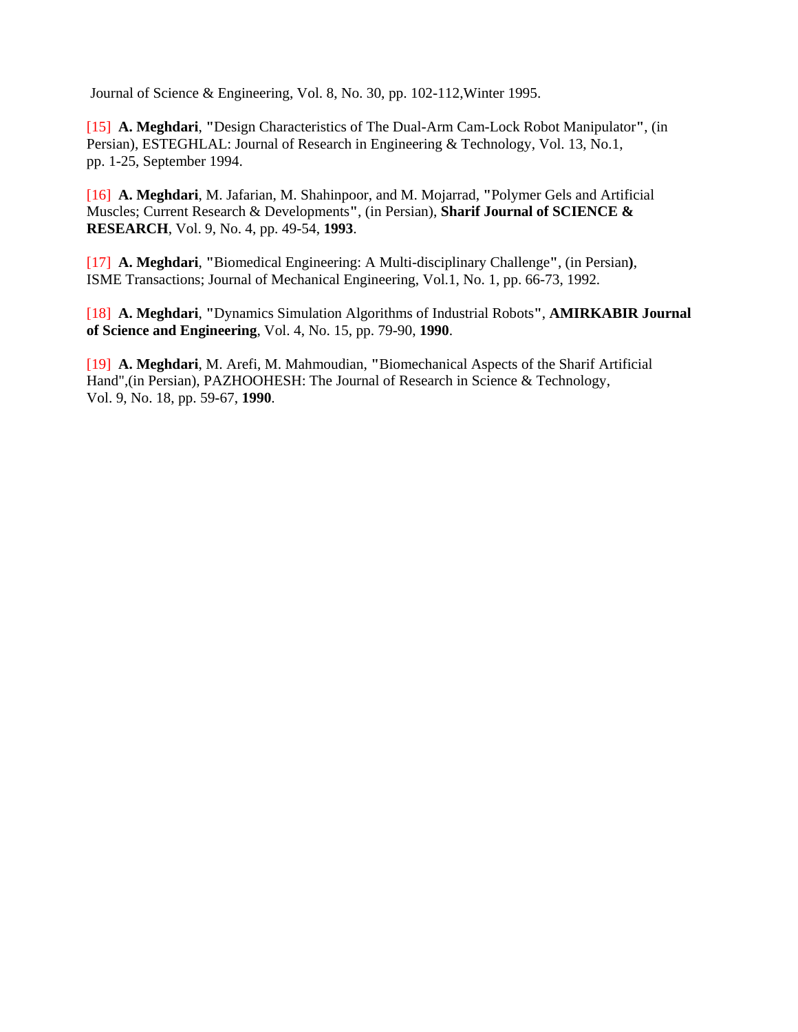Journal of Science & Engineering, Vol. 8, No. 30, pp. 102-112,Winter 1995.

[15] **A. Meghdari**, **"**Design Characteristics of The Dual-Arm Cam-Lock Robot Manipulator**"**, (in Persian), ESTEGHLAL: Journal of Research in Engineering & Technology, Vol. 13, No.1, pp. 1-25, September 1994.

[16] **A. Meghdari**, M. Jafarian, M. Shahinpoor, and M. Mojarrad, **"**Polymer Gels and Artificial Muscles; Current Research & Developments**"**, (in Persian), **Sharif Journal of SCIENCE & RESEARCH**, Vol. 9, No. 4, pp. 49-54, **1993**.

[17] **A. Meghdari**, **"**Biomedical Engineering: A Multi-disciplinary Challenge**"**, (in Persian**)**, ISME Transactions; Journal of Mechanical Engineering, Vol.1, No. 1, pp. 66-73, 1992.

[18] **A. Meghdari**, **"**Dynamics Simulation Algorithms of Industrial Robots**"**, **AMIRKABIR Journal of Science and Engineering**, Vol. 4, No. 15, pp. 79-90, **1990**.

[19] **A. Meghdari**, M. Arefi, M. Mahmoudian, **"**Biomechanical Aspects of the Sharif Artificial Hand",(in Persian), PAZHOOHESH: The Journal of Research in Science & Technology, Vol. 9, No. 18, pp. 59-67, **1990**.